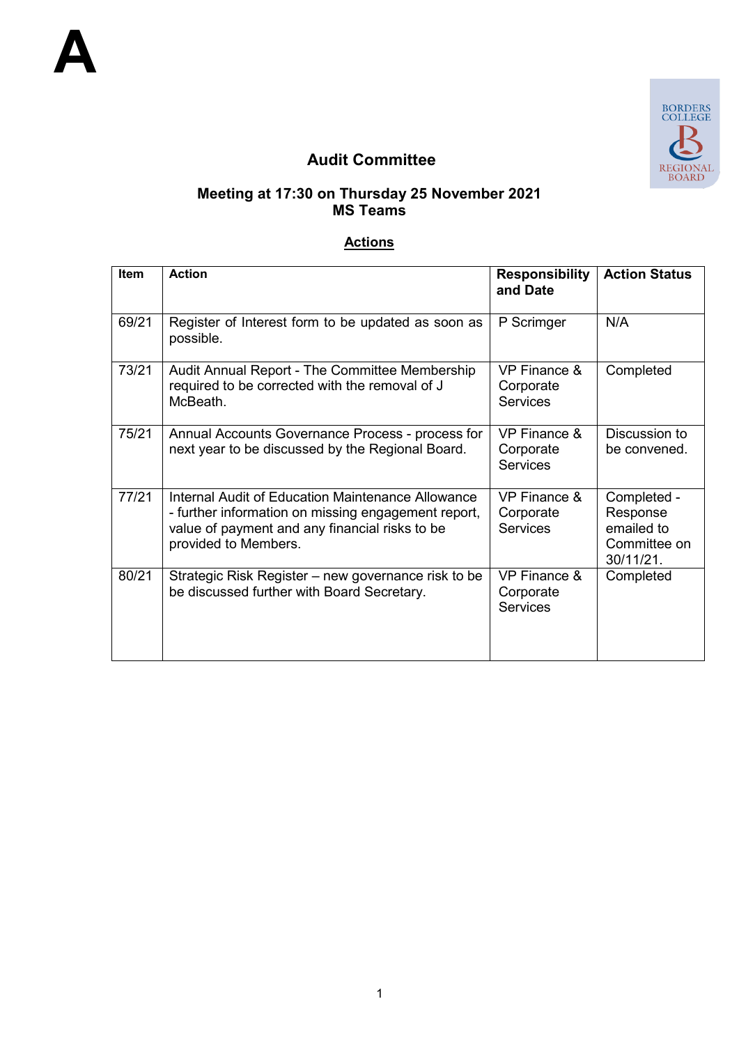A

## Audit Committee

### Meeting at 17:30 on Thursday 25 November 2021
### MS Teams

**Actions**

| Item | Action | Responsibility and Date | Action Status |
|---|---|---|---|
| 69/21 | Register of Interest form to be updated as soon as possible. | P Scrimger | N/A |
| 73/21 | Audit Annual Report - The Committee Membership required to be corrected with the removal of J McBeath. | VP Finance & Corporate Services | Completed |
| 75/21 | Annual Accounts Governance Process - process for next year to be discussed by the Regional Board. | VP Finance & Corporate Services | Discussion to be convened. |
| 77/21 | Internal Audit of Education Maintenance Allowance - further information on missing engagement report, value of payment and any financial risks to be provided to Members. | VP Finance & Corporate Services | Completed - Response emailed to Committee on 30/11/21. |
| 80/21 | Strategic Risk Register – new governance risk to be be discussed further with Board Secretary. | VP Finance & Corporate Services | Completed |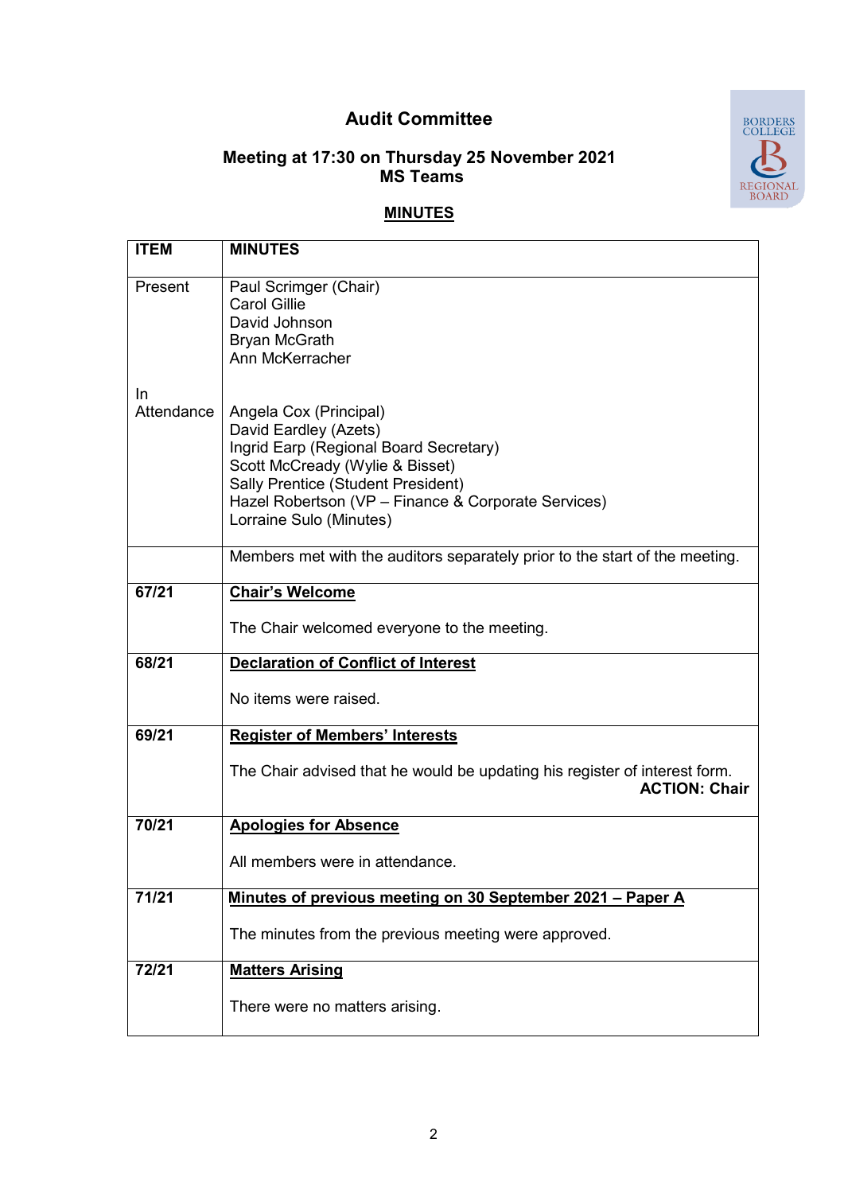# Audit Committee

## Meeting at 17:30 on Thursday 25 November 2021
## MS Teams

**MINUTES**

| ITEM | MINUTES |
|---|---|
| Present | Paul Scrimger (Chair)<br>Carol Gillie<br>David Johnson<br>Bryan McGrath<br>Ann McKerracher |
| In Attendance | Angela Cox (Principal)<br>David Eardley (Azets)<br>Ingrid Earp (Regional Board Secretary)<br>Scott McCready (Wylie & Bisset)<br>Sally Prentice (Student President)<br>Hazel Robertson (VP – Finance & Corporate Services)<br>Lorraine Sulo (Minutes) |
| | Members met with the auditors separately prior to the start of the meeting. |
| **67/21** | **Chair's Welcome**<br><br>The Chair welcomed everyone to the meeting. |
| **68/21** | **Declaration of Conflict of Interest**<br><br>No items were raised. |
| **69/21** | **Register of Members' Interests**<br><br>The Chair advised that he would be updating his register of interest form.<br>**ACTION: Chair** |
| **70/21** | **Apologies for Absence**<br><br>All members were in attendance. |
| **71/21** | **Minutes of previous meeting on 30 September 2021 – Paper A**<br><br>The minutes from the previous meeting were approved. |
| **72/21** | **Matters Arising**<br><br>There were no matters arising. |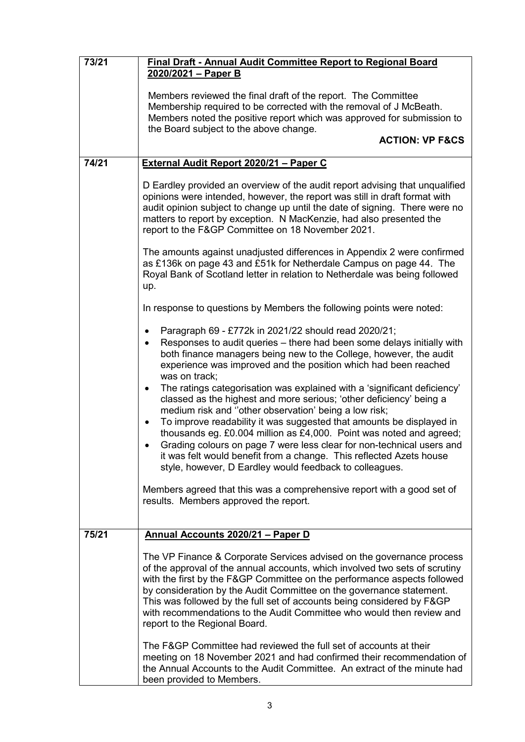| | |
|---|---|
| 73/21 | **Final Draft - Annual Audit Committee Report to Regional Board 2020/2021 – Paper B**<br><br>Members reviewed the final draft of the report. The Committee Membership required to be corrected with the removal of J McBeath. Members noted the positive report which was approved for submission to the Board subject to the above change.<br><br>**ACTION: VP F&CS** |
| 74/21 | **External Audit Report 2020/21 – Paper C**<br><br>D Eardley provided an overview of the audit report advising that unqualified opinions were intended, however, the report was still in draft format with audit opinion subject to change up until the date of signing. There were no matters to report by exception. N MacKenzie, had also presented the report to the F&GP Committee on 18 November 2021.<br><br>The amounts against unadjusted differences in Appendix 2 were confirmed as £136k on page 43 and £51k for Netherdale Campus on page 44. The Royal Bank of Scotland letter in relation to Netherdale was being followed up.<br><br>In response to questions by Members the following points were noted:<br><br>• Paragraph 69 - £772k in 2021/22 should read 2020/21;<br>• Responses to audit queries – there had been some delays initially with both finance managers being new to the College, however, the audit experience was improved and the position which had been reached was on track;<br>• The ratings categorisation was explained with a 'significant deficiency' classed as the highest and more serious; 'other deficiency' being a medium risk and ''other observation' being a low risk;<br>• To improve readability it was suggested that amounts be displayed in thousands eg. £0.004 million as £4,000. Point was noted and agreed;<br>• Grading colours on page 7 were less clear for non-technical users and it was felt would benefit from a change. This reflected Azets house style, however, D Eardley would feedback to colleagues.<br><br>Members agreed that this was a comprehensive report with a good set of results. Members approved the report. |
| 75/21 | **Annual Accounts 2020/21 – Paper D**<br><br>The VP Finance & Corporate Services advised on the governance process of the approval of the annual accounts, which involved two sets of scrutiny with the first by the F&GP Committee on the performance aspects followed by consideration by the Audit Committee on the governance statement. This was followed by the full set of accounts being considered by F&GP with recommendations to the Audit Committee who would then review and report to the Regional Board.<br><br>The F&GP Committee had reviewed the full set of accounts at their meeting on 18 November 2021 and had confirmed their recommendation of the Annual Accounts to the Audit Committee. An extract of the minute had been provided to Members. |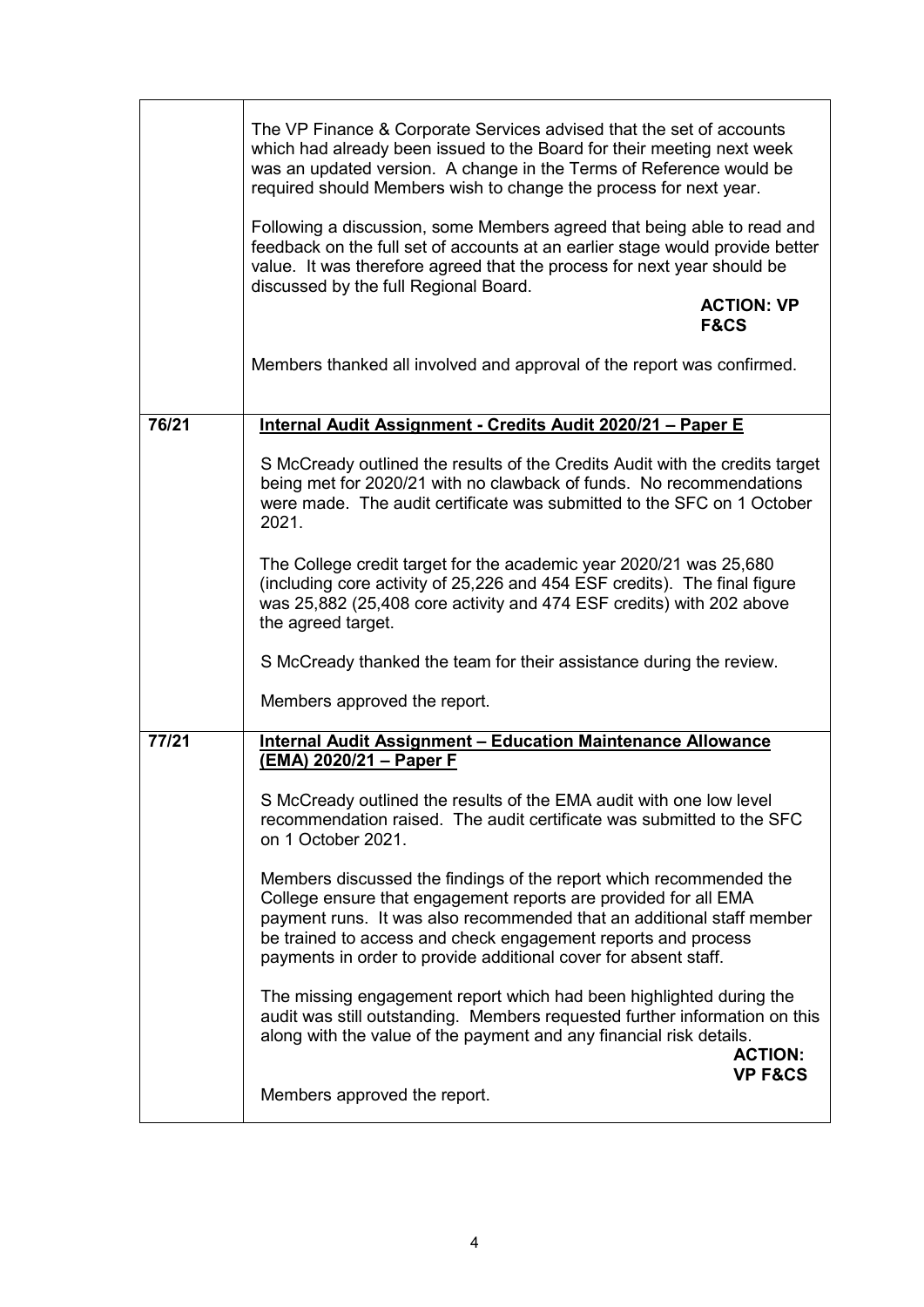| | |
|---|---|
| | The VP Finance & Corporate Services advised that the set of accounts which had already been issued to the Board for their meeting next week was an updated version. A change in the Terms of Reference would be required should Members wish to change the process for next year.<br><br>Following a discussion, some Members agreed that being able to read and feedback on the full set of accounts at an earlier stage would provide better value. It was therefore agreed that the process for next year should be discussed by the full Regional Board.<br>**ACTION: VP F&CS**<br><br>Members thanked all involved and approval of the report was confirmed. |
| **76/21** | **<u>Internal Audit Assignment - Credits Audit 2020/21 – Paper E</u>**<br><br>S McCready outlined the results of the Credits Audit with the credits target being met for 2020/21 with no clawback of funds. No recommendations were made. The audit certificate was submitted to the SFC on 1 October 2021.<br><br>The College credit target for the academic year 2020/21 was 25,680 (including core activity of 25,226 and 454 ESF credits). The final figure was 25,882 (25,408 core activity and 474 ESF credits) with 202 above the agreed target.<br><br>S McCready thanked the team for their assistance during the review.<br><br>Members approved the report. |
| **77/21** | **<u>Internal Audit Assignment – Education Maintenance Allowance (EMA) 2020/21 – Paper F</u>**<br><br>S McCready outlined the results of the EMA audit with one low level recommendation raised. The audit certificate was submitted to the SFC on 1 October 2021.<br><br>Members discussed the findings of the report which recommended the College ensure that engagement reports are provided for all EMA payment runs. It was also recommended that an additional staff member be trained to access and check engagement reports and process payments in order to provide additional cover for absent staff.<br><br>The missing engagement report which had been highlighted during the audit was still outstanding. Members requested further information on this along with the value of the payment and any financial risk details.<br>**ACTION: VP F&CS**<br><br>Members approved the report. |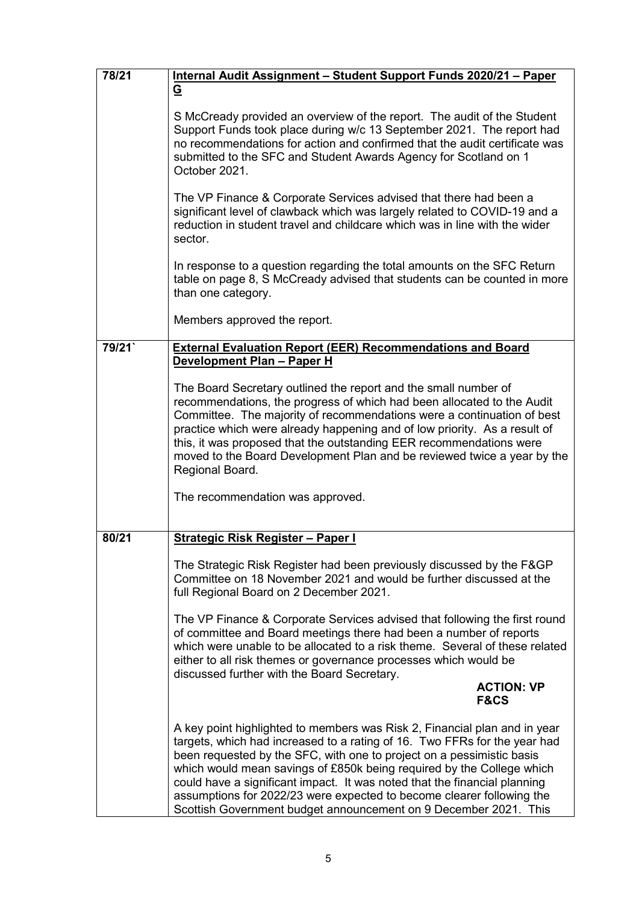| | |
|---|---|
| 78/21 | **Internal Audit Assignment – Student Support Funds 2020/21 – Paper G**<br><br>S McCready provided an overview of the report. The audit of the Student Support Funds took place during w/c 13 September 2021. The report had no recommendations for action and confirmed that the audit certificate was submitted to the SFC and Student Awards Agency for Scotland on 1 October 2021.<br><br>The VP Finance & Corporate Services advised that there had been a significant level of clawback which was largely related to COVID-19 and a reduction in student travel and childcare which was in line with the wider sector.<br><br>In response to a question regarding the total amounts on the SFC Return table on page 8, S McCready advised that students can be counted in more than one category.<br><br>Members approved the report. |
| 79/21` | **External Evaluation Report (EER) Recommendations and Board Development Plan – Paper H**<br><br>The Board Secretary outlined the report and the small number of recommendations, the progress of which had been allocated to the Audit Committee. The majority of recommendations were a continuation of best practice which were already happening and of low priority. As a result of this, it was proposed that the outstanding EER recommendations were moved to the Board Development Plan and be reviewed twice a year by the Regional Board.<br><br>The recommendation was approved. |
| 80/21 | **Strategic Risk Register – Paper I**<br><br>The Strategic Risk Register had been previously discussed by the F&GP Committee on 18 November 2021 and would be further discussed at the full Regional Board on 2 December 2021.<br><br>The VP Finance & Corporate Services advised that following the first round of committee and Board meetings there had been a number of reports which were unable to be allocated to a risk theme. Several of these related either to all risk themes or governance processes which would be discussed further with the Board Secretary.<br><br>**ACTION: VP F&CS**<br><br>A key point highlighted to members was Risk 2, Financial plan and in year targets, which had increased to a rating of 16. Two FFRs for the year had been requested by the SFC, with one to project on a pessimistic basis which would mean savings of £850k being required by the College which could have a significant impact. It was noted that the financial planning assumptions for 2022/23 were expected to become clearer following the Scottish Government budget announcement on 9 December 2021. This |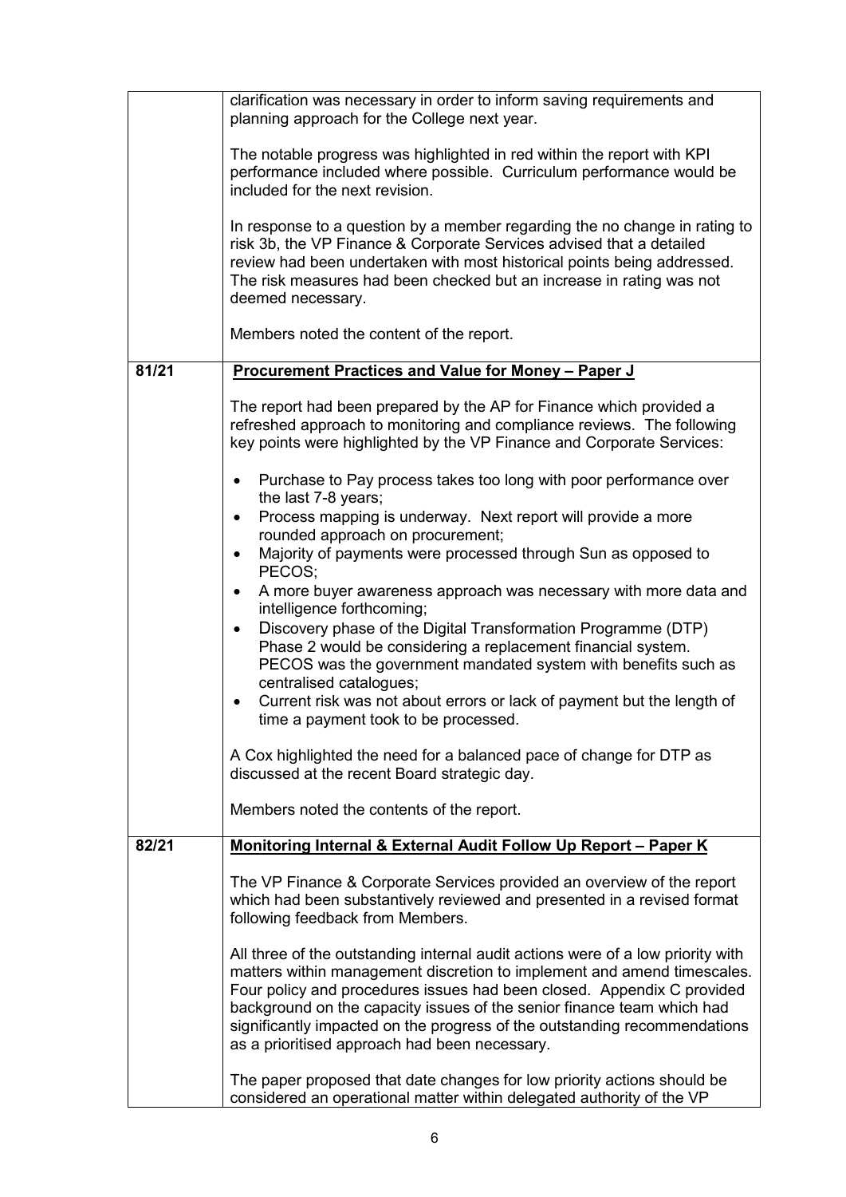| | |
|---|---|
| | clarification was necessary in order to inform saving requirements and planning approach for the College next year.<br><br>The notable progress was highlighted in red within the report with KPI performance included where possible. Curriculum performance would be included for the next revision.<br><br>In response to a question by a member regarding the no change in rating to risk 3b, the VP Finance & Corporate Services advised that a detailed review had been undertaken with most historical points being addressed. The risk measures had been checked but an increase in rating was not deemed necessary.<br><br>Members noted the content of the report. |
| **81/21** | **<u>Procurement Practices and Value for Money – Paper J</u>**<br><br>The report had been prepared by the AP for Finance which provided a refreshed approach to monitoring and compliance reviews. The following key points were highlighted by the VP Finance and Corporate Services:<br><br>• Purchase to Pay process takes too long with poor performance over the last 7-8 years;<br>• Process mapping is underway. Next report will provide a more rounded approach on procurement;<br>• Majority of payments were processed through Sun as opposed to PECOS;<br>• A more buyer awareness approach was necessary with more data and intelligence forthcoming;<br>• Discovery phase of the Digital Transformation Programme (DTP) Phase 2 would be considering a replacement financial system. PECOS was the government mandated system with benefits such as centralised catalogues;<br>• Current risk was not about errors or lack of payment but the length of time a payment took to be processed.<br><br>A Cox highlighted the need for a balanced pace of change for DTP as discussed at the recent Board strategic day.<br><br>Members noted the contents of the report. |
| **82/21** | **<u>Monitoring Internal & External Audit Follow Up Report – Paper K</u>**<br><br>The VP Finance & Corporate Services provided an overview of the report which had been substantively reviewed and presented in a revised format following feedback from Members.<br><br>All three of the outstanding internal audit actions were of a low priority with matters within management discretion to implement and amend timescales. Four policy and procedures issues had been closed. Appendix C provided background on the capacity issues of the senior finance team which had significantly impacted on the progress of the outstanding recommendations as a prioritised approach had been necessary.<br><br>The paper proposed that date changes for low priority actions should be considered an operational matter within delegated authority of the VP |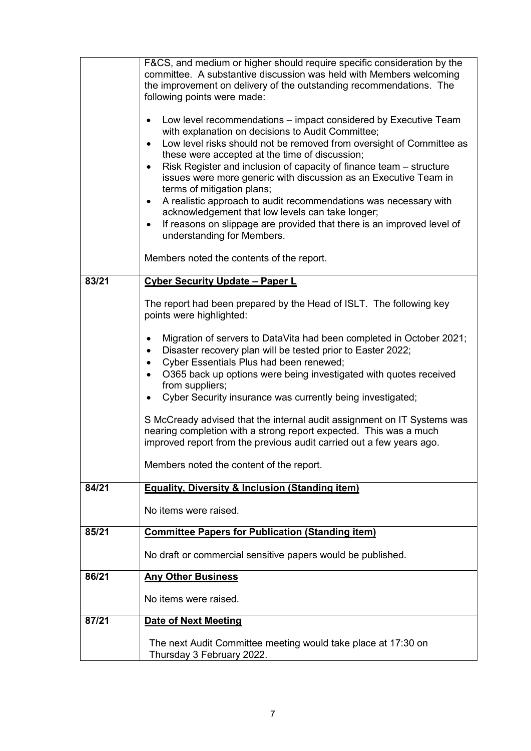| | |
|---|---|
| | F&CS, and medium or higher should require specific consideration by the committee. A substantive discussion was held with Members welcoming the improvement on delivery of the outstanding recommendations. The following points were made:<br><br>• Low level recommendations – impact considered by Executive Team with explanation on decisions to Audit Committee;<br>• Low level risks should not be removed from oversight of Committee as these were accepted at the time of discussion;<br>• Risk Register and inclusion of capacity of finance team – structure issues were more generic with discussion as an Executive Team in terms of mitigation plans;<br>• A realistic approach to audit recommendations was necessary with acknowledgement that low levels can take longer;<br>• If reasons on slippage are provided that there is an improved level of understanding for Members.<br><br>Members noted the contents of the report. |
| 83/21 | **<u>Cyber Security Update – Paper L</u>**<br><br>The report had been prepared by the Head of ISLT. The following key points were highlighted:<br><br>• Migration of servers to DataVita had been completed in October 2021;<br>• Disaster recovery plan will be tested prior to Easter 2022;<br>• Cyber Essentials Plus had been renewed;<br>• O365 back up options were being investigated with quotes received from suppliers;<br>• Cyber Security insurance was currently being investigated;<br><br>S McCready advised that the internal audit assignment on IT Systems was nearing completion with a strong report expected. This was a much improved report from the previous audit carried out a few years ago.<br><br>Members noted the content of the report. |
| 84/21 | **<u>Equality, Diversity & Inclusion (Standing item)</u>**<br><br>No items were raised. |
| 85/21 | **<u>Committee Papers for Publication (Standing item)</u>**<br><br>No draft or commercial sensitive papers would be published. |
| 86/21 | **<u>Any Other Business</u>**<br><br>No items were raised. |
| 87/21 | **<u>Date of Next Meeting</u>**<br><br>The next Audit Committee meeting would take place at 17:30 on Thursday 3 February 2022. |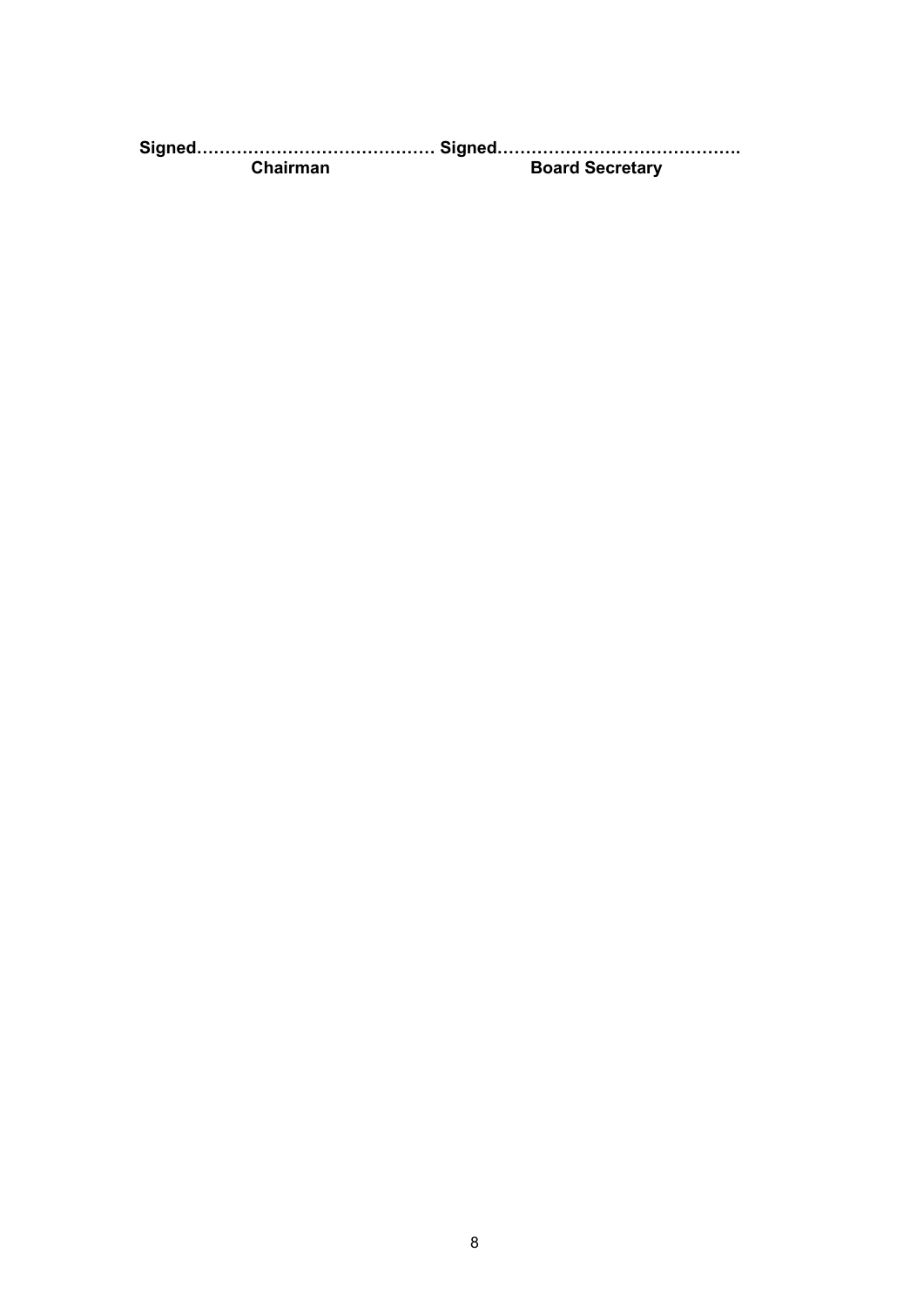**Signed…………………………………… Signed…………………………………….**
**Chairman** **Board Secretary**